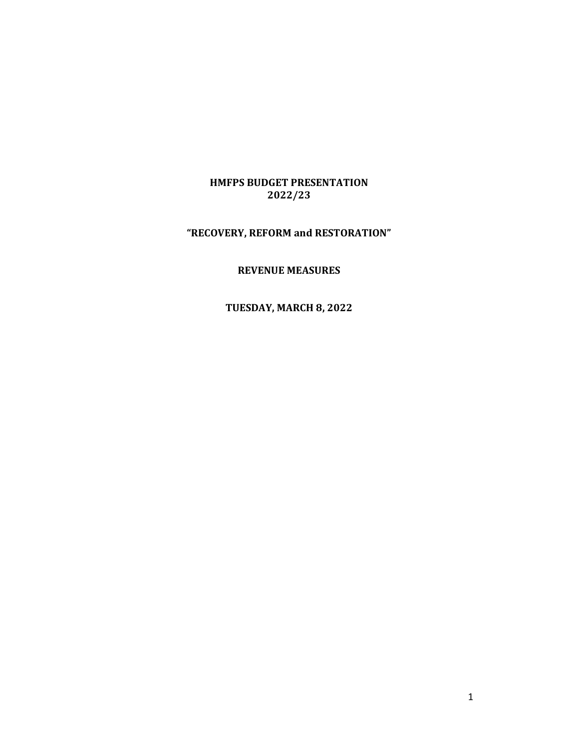# HMFPS BUDGET PRESENTATION
# 2022/23

## "RECOVERY, REFORM and RESTORATION"

## REVENUE MEASURES

## TUESDAY, MARCH 8, 2022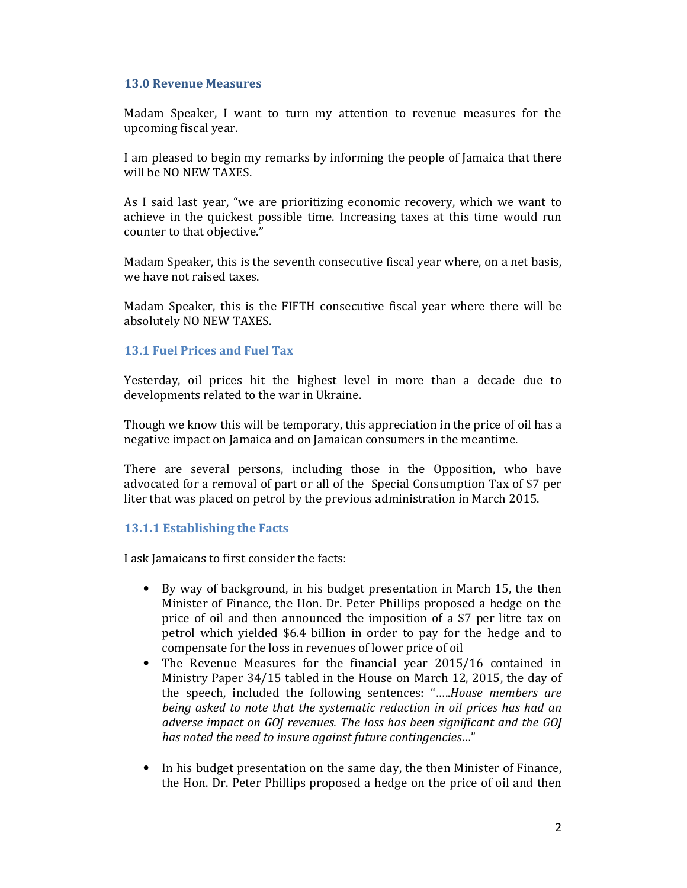## 13.0 Revenue Measures

Madam Speaker, I want to turn my attention to revenue measures for the upcoming fiscal year.

I am pleased to begin my remarks by informing the people of Jamaica that there will be NO NEW TAXES.

As I said last year, "we are prioritizing economic recovery, which we want to achieve in the quickest possible time. Increasing taxes at this time would run counter to that objective."

Madam Speaker, this is the seventh consecutive fiscal year where, on a net basis, we have not raised taxes.

Madam Speaker, this is the FIFTH consecutive fiscal year where there will be absolutely NO NEW TAXES.

### 13.1 Fuel Prices and Fuel Tax

Yesterday, oil prices hit the highest level in more than a decade due to developments related to the war in Ukraine.

Though we know this will be temporary, this appreciation in the price of oil has a negative impact on Jamaica and on Jamaican consumers in the meantime.

There are several persons, including those in the Opposition, who have advocated for a removal of part or all of the Special Consumption Tax of $7 per liter that was placed on petrol by the previous administration in March 2015.

#### 13.1.1 Establishing the Facts

I ask Jamaicans to first consider the facts:

- By way of background, in his budget presentation in March 15, the then Minister of Finance, the Hon. Dr. Peter Phillips proposed a hedge on the price of oil and then announced the imposition of a $7 per litre tax on petrol which yielded $6.4 billion in order to pay for the hedge and to compensate for the loss in revenues of lower price of oil
- The Revenue Measures for the financial year 2015/16 contained in Ministry Paper 34/15 tabled in the House on March 12, 2015, the day of the speech, included the following sentences: "…..*House members are being asked to note that the systematic reduction in oil prices has had an adverse impact on GOJ revenues. The loss has been significant and the GOJ has noted the need to insure against future contingencies*…"
- In his budget presentation on the same day, the then Minister of Finance, the Hon. Dr. Peter Phillips proposed a hedge on the price of oil and then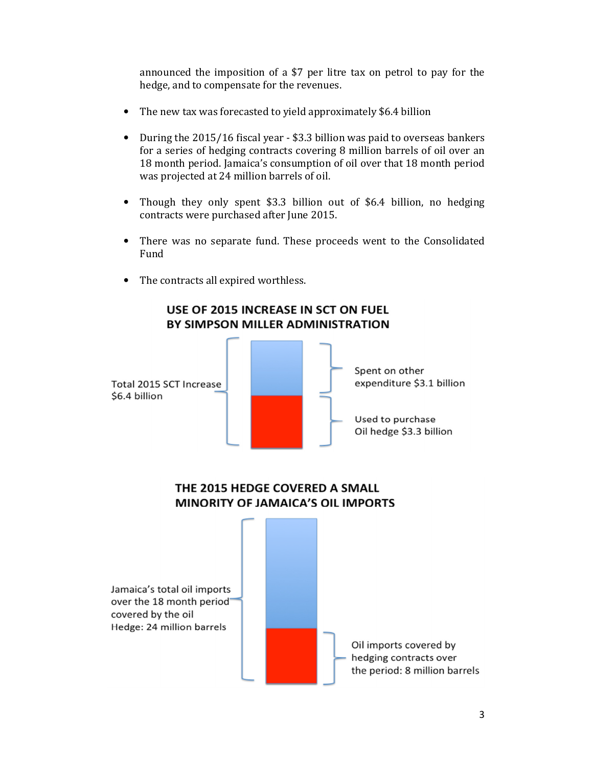announced the imposition of a $7 per litre tax on petrol to pay for the hedge, and to compensate for the revenues.

- The new tax was forecasted to yield approximately $6.4 billion
- During the 2015/16 fiscal year - $3.3 billion was paid to overseas bankers for a series of hedging contracts covering 8 million barrels of oil over an 18 month period. Jamaica's consumption of oil over that 18 month period was projected at 24 million barrels of oil.
- Though they only spent $3.3 billion out of $6.4 billion, no hedging contracts were purchased after June 2015.
- There was no separate fund. These proceeds went to the Consolidated Fund
- The contracts all expired worthless.

**USE OF 2015 INCREASE IN SCT ON FUEL BY SIMPSON MILLER ADMINISTRATION**

Total 2015 SCT Increase $6.4 billion

Spent on other expenditure $3.1 billion

Used to purchase Oil hedge $3.3 billion

**THE 2015 HEDGE COVERED A SMALL MINORITY OF JAMAICA'S OIL IMPORTS**

Jamaica's total oil imports over the 18 month period covered by the oil Hedge: 24 million barrels

Oil imports covered by hedging contracts over the period: 8 million barrels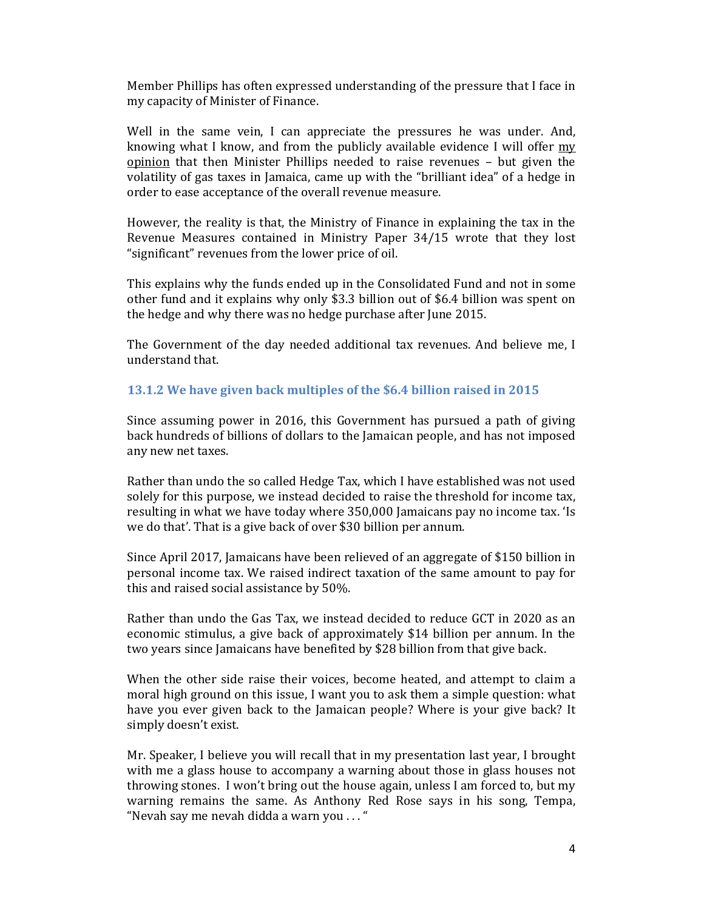Member Phillips has often expressed understanding of the pressure that I face in my capacity of Minister of Finance.

Well in the same vein, I can appreciate the pressures he was under. And, knowing what I know, and from the publicly available evidence I will offer <u>my opinion</u> that then Minister Phillips needed to raise revenues – but given the volatility of gas taxes in Jamaica, came up with the "brilliant idea" of a hedge in order to ease acceptance of the overall revenue measure.

However, the reality is that, the Ministry of Finance in explaining the tax in the Revenue Measures contained in Ministry Paper 34/15 wrote that they lost "significant" revenues from the lower price of oil.

This explains why the funds ended up in the Consolidated Fund and not in some other fund and it explains why only $3.3 billion out of $6.4 billion was spent on the hedge and why there was no hedge purchase after June 2015.

The Government of the day needed additional tax revenues. And believe me, I understand that.

### 13.1.2 We have given back multiples of the $6.4 billion raised in 2015

Since assuming power in 2016, this Government has pursued a path of giving back hundreds of billions of dollars to the Jamaican people, and has not imposed any new net taxes.

Rather than undo the so called Hedge Tax, which I have established was not used solely for this purpose, we instead decided to raise the threshold for income tax, resulting in what we have today where 350,000 Jamaicans pay no income tax. 'Is we do that'. That is a give back of over $30 billion per annum.

Since April 2017, Jamaicans have been relieved of an aggregate of $150 billion in personal income tax. We raised indirect taxation of the same amount to pay for this and raised social assistance by 50%.

Rather than undo the Gas Tax, we instead decided to reduce GCT in 2020 as an economic stimulus, a give back of approximately $14 billion per annum. In the two years since Jamaicans have benefited by $28 billion from that give back.

When the other side raise their voices, become heated, and attempt to claim a moral high ground on this issue, I want you to ask them a simple question: what have you ever given back to the Jamaican people? Where is your give back? It simply doesn't exist.

Mr. Speaker, I believe you will recall that in my presentation last year, I brought with me a glass house to accompany a warning about those in glass houses not throwing stones. I won't bring out the house again, unless I am forced to, but my warning remains the same. As Anthony Red Rose says in his song, Tempa, "Nevah say me nevah didda a warn you . . . "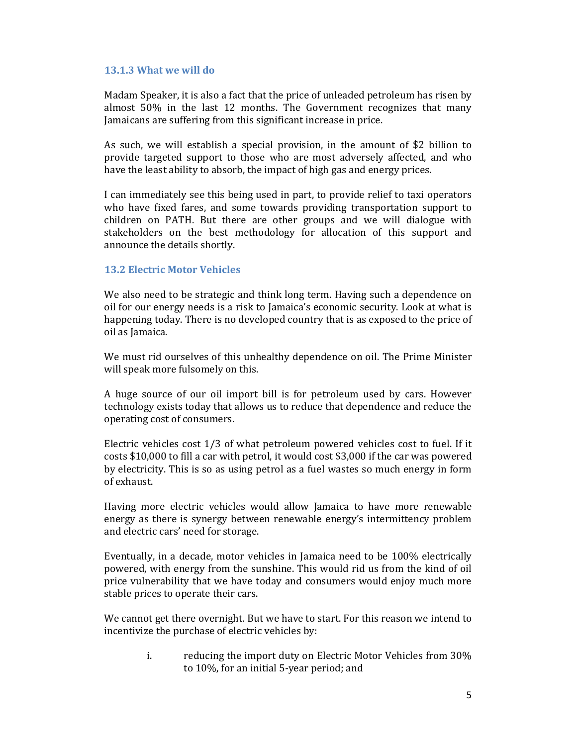### 13.1.3 What we will do

Madam Speaker, it is also a fact that the price of unleaded petroleum has risen by almost 50% in the last 12 months. The Government recognizes that many Jamaicans are suffering from this significant increase in price.

As such, we will establish a special provision, in the amount of $2 billion to provide targeted support to those who are most adversely affected, and who have the least ability to absorb, the impact of high gas and energy prices.

I can immediately see this being used in part, to provide relief to taxi operators who have fixed fares, and some towards providing transportation support to children on PATH. But there are other groups and we will dialogue with stakeholders on the best methodology for allocation of this support and announce the details shortly.

### 13.2 Electric Motor Vehicles

We also need to be strategic and think long term. Having such a dependence on oil for our energy needs is a risk to Jamaica's economic security. Look at what is happening today. There is no developed country that is as exposed to the price of oil as Jamaica.

We must rid ourselves of this unhealthy dependence on oil. The Prime Minister will speak more fulsomely on this.

A huge source of our oil import bill is for petroleum used by cars. However technology exists today that allows us to reduce that dependence and reduce the operating cost of consumers.

Electric vehicles cost 1/3 of what petroleum powered vehicles cost to fuel. If it costs $10,000 to fill a car with petrol, it would cost $3,000 if the car was powered by electricity. This is so as using petrol as a fuel wastes so much energy in form of exhaust.

Having more electric vehicles would allow Jamaica to have more renewable energy as there is synergy between renewable energy's intermittency problem and electric cars' need for storage.

Eventually, in a decade, motor vehicles in Jamaica need to be 100% electrically powered, with energy from the sunshine. This would rid us from the kind of oil price vulnerability that we have today and consumers would enjoy much more stable prices to operate their cars.

We cannot get there overnight. But we have to start. For this reason we intend to incentivize the purchase of electric vehicles by:

i. reducing the import duty on Electric Motor Vehicles from 30% to 10%, for an initial 5-year period; and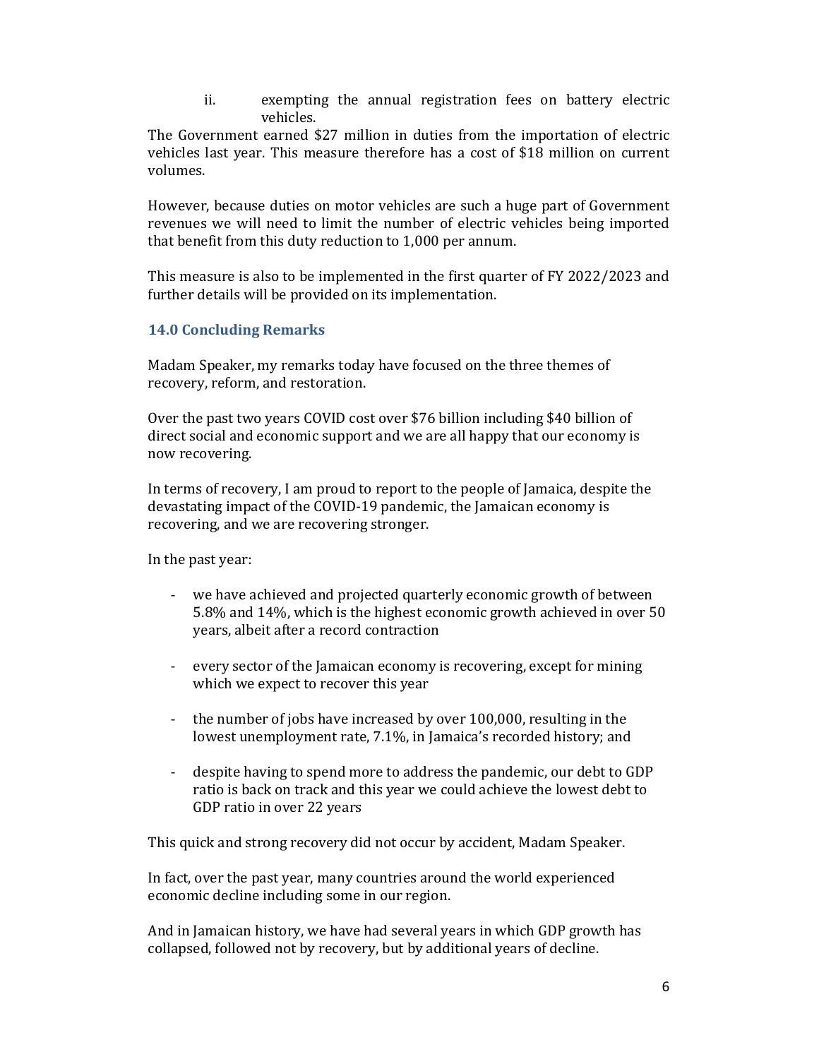ii. exempting the annual registration fees on battery electric vehicles.

The Government earned $27 million in duties from the importation of electric vehicles last year. This measure therefore has a cost of $18 million on current volumes.

However, because duties on motor vehicles are such a huge part of Government revenues we will need to limit the number of electric vehicles being imported that benefit from this duty reduction to 1,000 per annum.

This measure is also to be implemented in the first quarter of FY 2022/2023 and further details will be provided on its implementation.

### 14.0 Concluding Remarks

Madam Speaker, my remarks today have focused on the three themes of recovery, reform, and restoration.

Over the past two years COVID cost over $76 billion including $40 billion of direct social and economic support and we are all happy that our economy is now recovering.

In terms of recovery, I am proud to report to the people of Jamaica, despite the devastating impact of the COVID-19 pandemic, the Jamaican economy is recovering, and we are recovering stronger.

In the past year:

- we have achieved and projected quarterly economic growth of between 5.8% and 14%, which is the highest economic growth achieved in over 50 years, albeit after a record contraction

- every sector of the Jamaican economy is recovering, except for mining which we expect to recover this year

- the number of jobs have increased by over 100,000, resulting in the lowest unemployment rate, 7.1%, in Jamaica's recorded history; and

- despite having to spend more to address the pandemic, our debt to GDP ratio is back on track and this year we could achieve the lowest debt to GDP ratio in over 22 years

This quick and strong recovery did not occur by accident, Madam Speaker.

In fact, over the past year, many countries around the world experienced economic decline including some in our region.

And in Jamaican history, we have had several years in which GDP growth has collapsed, followed not by recovery, but by additional years of decline.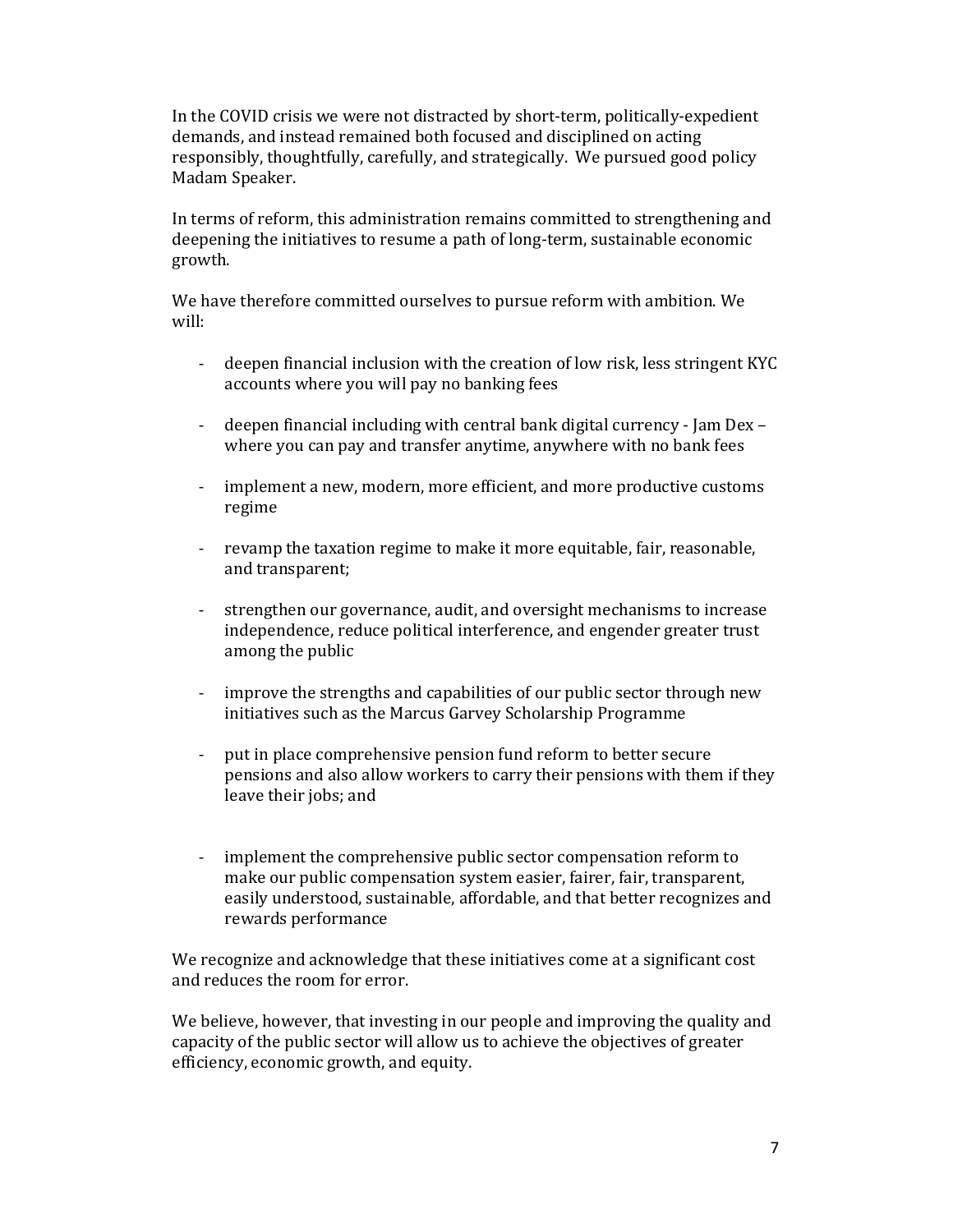In the COVID crisis we were not distracted by short-term, politically-expedient demands, and instead remained both focused and disciplined on acting responsibly, thoughtfully, carefully, and strategically. We pursued good policy Madam Speaker.

In terms of reform, this administration remains committed to strengthening and deepening the initiatives to resume a path of long-term, sustainable economic growth.

We have therefore committed ourselves to pursue reform with ambition. We will:

- deepen financial inclusion with the creation of low risk, less stringent KYC accounts where you will pay no banking fees

- deepen financial including with central bank digital currency - Jam Dex – where you can pay and transfer anytime, anywhere with no bank fees

- implement a new, modern, more efficient, and more productive customs regime

- revamp the taxation regime to make it more equitable, fair, reasonable, and transparent;

- strengthen our governance, audit, and oversight mechanisms to increase independence, reduce political interference, and engender greater trust among the public

- improve the strengths and capabilities of our public sector through new initiatives such as the Marcus Garvey Scholarship Programme

- put in place comprehensive pension fund reform to better secure pensions and also allow workers to carry their pensions with them if they leave their jobs; and

- implement the comprehensive public sector compensation reform to make our public compensation system easier, fairer, fair, transparent, easily understood, sustainable, affordable, and that better recognizes and rewards performance

We recognize and acknowledge that these initiatives come at a significant cost and reduces the room for error.

We believe, however, that investing in our people and improving the quality and capacity of the public sector will allow us to achieve the objectives of greater efficiency, economic growth, and equity.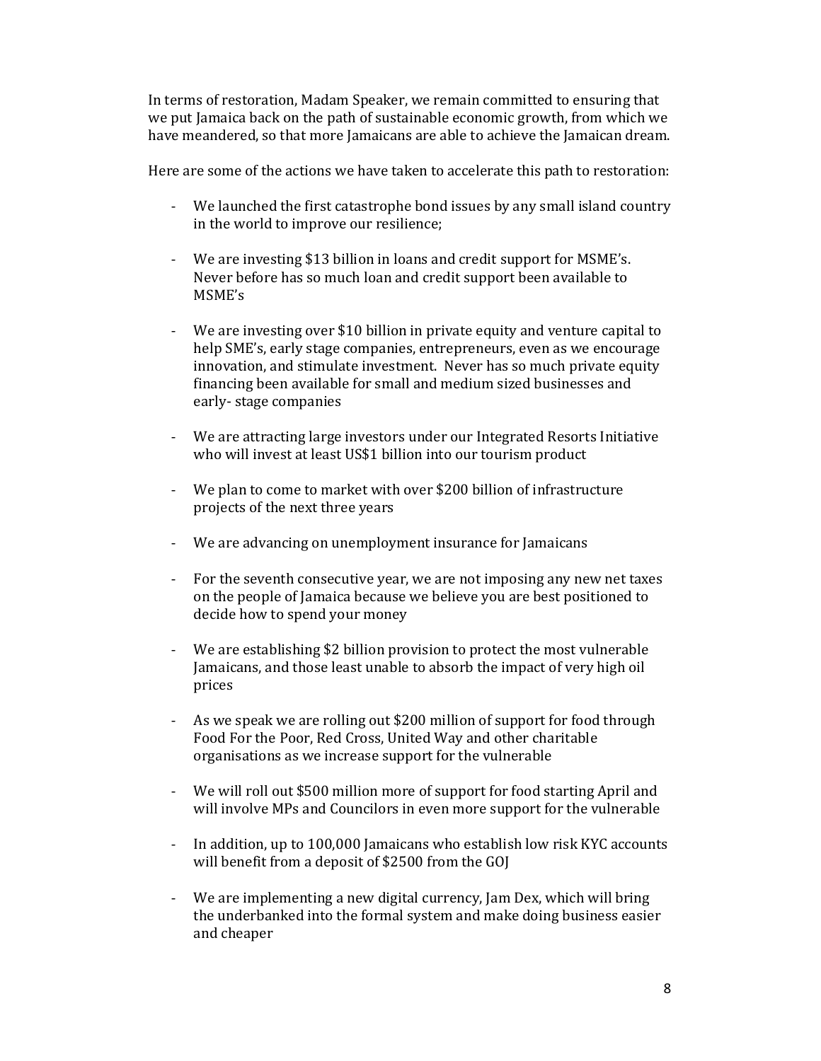In terms of restoration, Madam Speaker, we remain committed to ensuring that we put Jamaica back on the path of sustainable economic growth, from which we have meandered, so that more Jamaicans are able to achieve the Jamaican dream.

Here are some of the actions we have taken to accelerate this path to restoration:

- We launched the first catastrophe bond issues by any small island country in the world to improve our resilience;

- We are investing $13 billion in loans and credit support for MSME's. Never before has so much loan and credit support been available to MSME's

- We are investing over $10 billion in private equity and venture capital to help SME's, early stage companies, entrepreneurs, even as we encourage innovation, and stimulate investment. Never has so much private equity financing been available for small and medium sized businesses and early- stage companies

- We are attracting large investors under our Integrated Resorts Initiative who will invest at least US$1 billion into our tourism product

- We plan to come to market with over $200 billion of infrastructure projects of the next three years

- We are advancing on unemployment insurance for Jamaicans

- For the seventh consecutive year, we are not imposing any new net taxes on the people of Jamaica because we believe you are best positioned to decide how to spend your money

- We are establishing $2 billion provision to protect the most vulnerable Jamaicans, and those least unable to absorb the impact of very high oil prices

- As we speak we are rolling out $200 million of support for food through Food For the Poor, Red Cross, United Way and other charitable organisations as we increase support for the vulnerable

- We will roll out $500 million more of support for food starting April and will involve MPs and Councilors in even more support for the vulnerable

- In addition, up to 100,000 Jamaicans who establish low risk KYC accounts will benefit from a deposit of $2500 from the GOJ

- We are implementing a new digital currency, Jam Dex, which will bring the underbanked into the formal system and make doing business easier and cheaper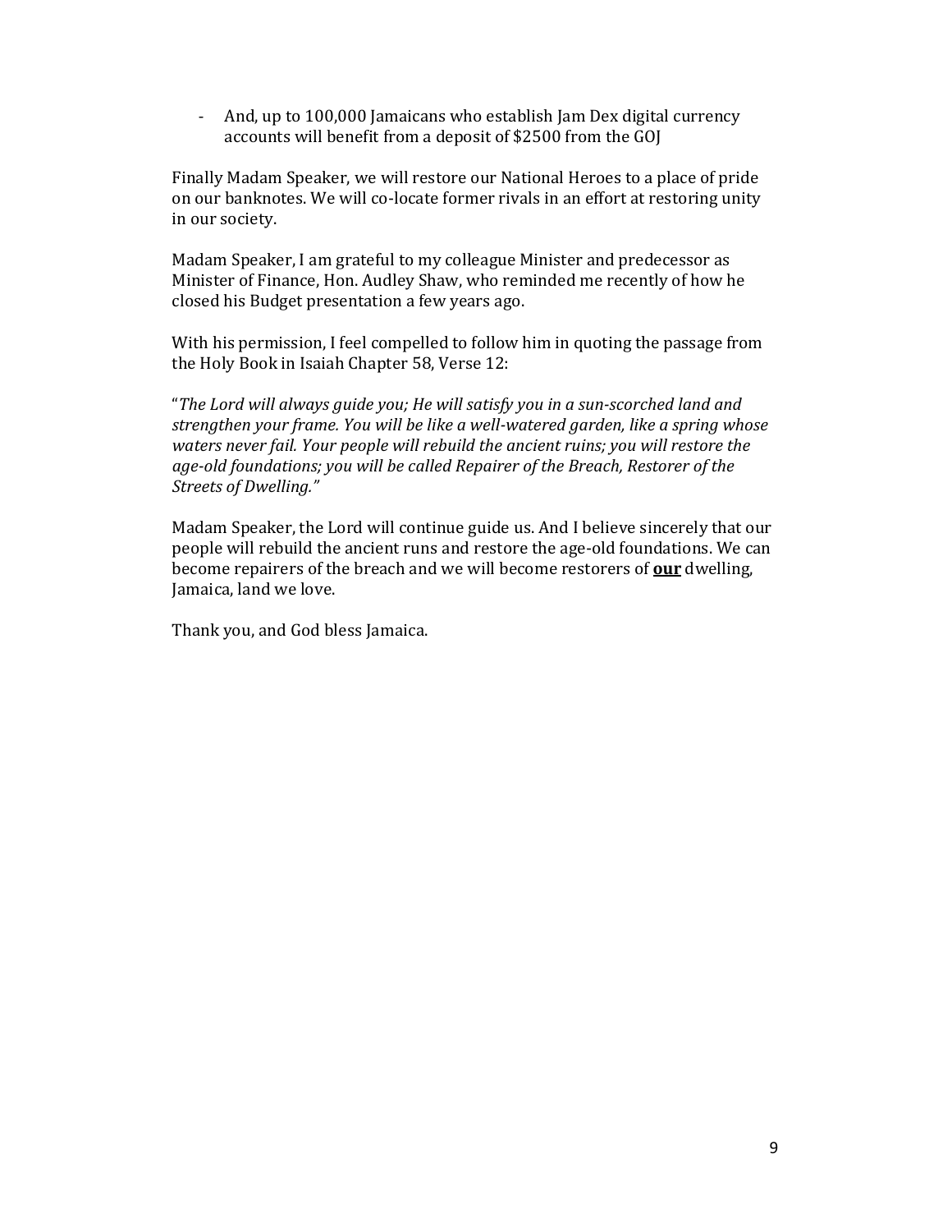- And, up to 100,000 Jamaicans who establish Jam Dex digital currency accounts will benefit from a deposit of $2500 from the GOJ

Finally Madam Speaker, we will restore our National Heroes to a place of pride on our banknotes. We will co-locate former rivals in an effort at restoring unity in our society.

Madam Speaker, I am grateful to my colleague Minister and predecessor as Minister of Finance, Hon. Audley Shaw, who reminded me recently of how he closed his Budget presentation a few years ago.

With his permission, I feel compelled to follow him in quoting the passage from the Holy Book in Isaiah Chapter 58, Verse 12:

"*The Lord will always guide you; He will satisfy you in a sun-scorched land and strengthen your frame. You will be like a well-watered garden, like a spring whose waters never fail. Your people will rebuild the ancient ruins; you will restore the age-old foundations; you will be called Repairer of the Breach, Restorer of the Streets of Dwelling."*

Madam Speaker, the Lord will continue guide us. And I believe sincerely that our people will rebuild the ancient runs and restore the age-old foundations. We can become repairers of the breach and we will become restorers of <u>**our**</u> dwelling, Jamaica, land we love.

Thank you, and God bless Jamaica.